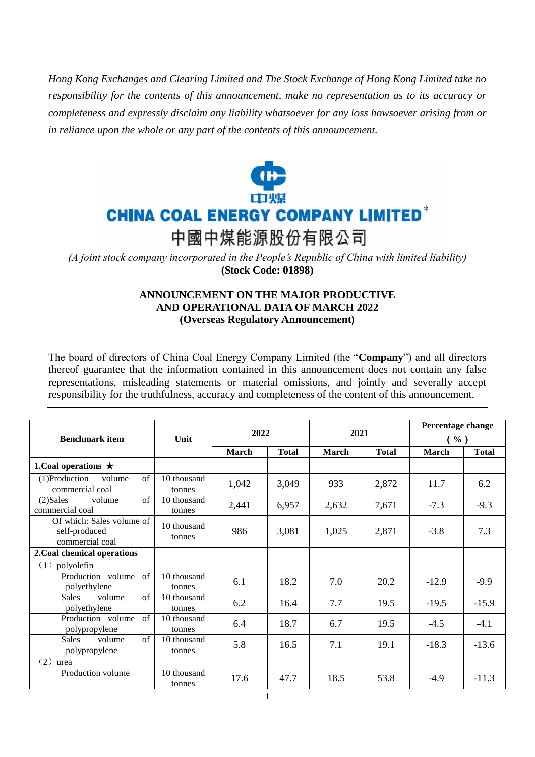*Hong Kong Exchanges and Clearing Limited and The Stock Exchange of Hong Kong Limited take no responsibility for the contents of this announcement, make no representation as to its accuracy or completeness and expressly disclaim any liability whatsoever for any loss howsoever arising from or in reliance upon the whole or any part of the contents of this announcement.*

中煤

**CHINA COAL ENERGY COMPANY LIMITED***

**中國中煤能源股份有限公司**

*(A joint stock company incorporated in the People's Republic of China with limited liability)*

**(Stock Code: 01898)**

## ANNOUNCEMENT ON THE MAJOR PRODUCTIVE AND OPERATIONAL DATA OF MARCH 2022
## (Overseas Regulatory Announcement)

The board of directors of China Coal Energy Company Limited (the "**Company**") and all directors thereof guarantee that the information contained in this announcement does not contain any false representations, misleading statements or material omissions, and jointly and severally accept responsibility for the truthfulness, accuracy and completeness of the content of this announcement.

| Benchmark item | Unit | 2022 | | 2021 | | Percentage change (%) | |
|---|---|---|---|---|---|---|---|
| | | March | Total | March | Total | March | Total |
| **1.Coal operations ★** | | | | | | | |
| (1)Production volume of commercial coal | 10 thousand tonnes | 1,042 | 3,049 | 933 | 2,872 | 11.7 | 6.2 |
| (2)Sales volume of commercial coal | 10 thousand tonnes | 2,441 | 6,957 | 2,632 | 7,671 | -7.3 | -9.3 |
| Of which: Sales volume of self-produced commercial coal | 10 thousand tonnes | 986 | 3,081 | 1,025 | 2,871 | -3.8 | 7.3 |
| **2.Coal chemical operations** | | | | | | | |
| （1）polyolefin | | | | | | | |
| Production volume of polyethylene | 10 thousand tonnes | 6.1 | 18.2 | 7.0 | 20.2 | -12.9 | -9.9 |
| Sales volume of polyethylene | 10 thousand tonnes | 6.2 | 16.4 | 7.7 | 19.5 | -19.5 | -15.9 |
| Production volume of polypropylene | 10 thousand tonnes | 6.4 | 18.7 | 6.7 | 19.5 | -4.5 | -4.1 |
| Sales volume of polypropylene | 10 thousand tonnes | 5.8 | 16.5 | 7.1 | 19.1 | -18.3 | -13.6 |
| （2）urea | | | | | | | |
| Production volume | 10 thousand tonnes | 17.6 | 47.7 | 18.5 | 53.8 | -4.9 | -11.3 |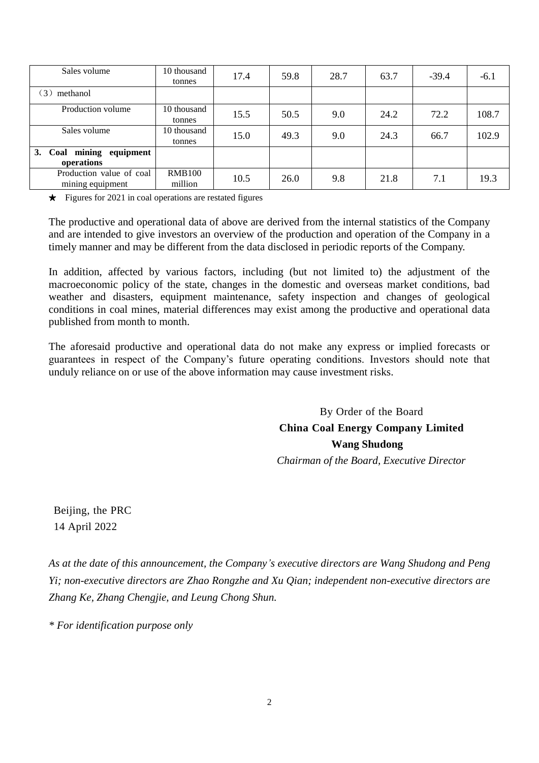| | | | | | | | |
|---|---|---|---|---|---|---|---|
| Sales volume | 10 thousand tonnes | 17.4 | 59.8 | 28.7 | 63.7 | -39.4 | -6.1 |
| （3）methanol | | | | | | | |
| Production volume | 10 thousand tonnes | 15.5 | 50.5 | 9.0 | 24.2 | 72.2 | 108.7 |
| Sales volume | 10 thousand tonnes | 15.0 | 49.3 | 9.0 | 24.3 | 66.7 | 102.9 |
| **3. Coal mining equipment operations** | | | | | | | |
| Production value of coal mining equipment | RMB100 million | 10.5 | 26.0 | 9.8 | 21.8 | 7.1 | 19.3 |

★ Figures for 2021 in coal operations are restated figures

The productive and operational data of above are derived from the internal statistics of the Company and are intended to give investors an overview of the production and operation of the Company in a timely manner and may be different from the data disclosed in periodic reports of the Company.

In addition, affected by various factors, including (but not limited to) the adjustment of the macroeconomic policy of the state, changes in the domestic and overseas market conditions, bad weather and disasters, equipment maintenance, safety inspection and changes of geological conditions in coal mines, material differences may exist among the productive and operational data published from month to month.

The aforesaid productive and operational data do not make any express or implied forecasts or guarantees in respect of the Company's future operating conditions. Investors should note that unduly reliance on or use of the above information may cause investment risks.

By Order of the Board
**China Coal Energy Company Limited**
**Wang Shudong**
*Chairman of the Board, Executive Director*

Beijing, the PRC
14 April 2022

*As at the date of this announcement, the Company's executive directors are Wang Shudong and Peng Yi; non-executive directors are Zhao Rongzhe and Xu Qian; independent non-executive directors are Zhang Ke, Zhang Chengjie, and Leung Chong Shun.*

*\* For identification purpose only*